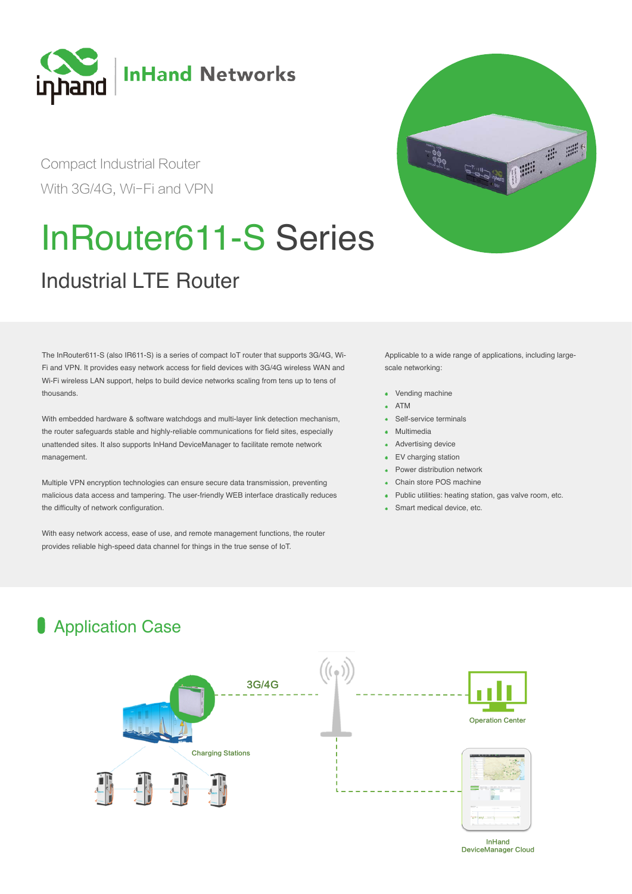InHand Networks

Compact Industrial Router

With 3G/4G, Wi-Fi and VPN

# InRouter611-S Series

## Industrial LTE Router

The InRouter611-S (also IR611-S) is a series of compact IoT router that supports 3G/4G, Wi-Fi and VPN. It provides easy network access for field devices with 3G/4G wireless WAN and Wi-Fi wireless LAN support, helps to build device networks scaling from tens up to tens of thousands.

With embedded hardware & software watchdogs and multi-layer link detection mechanism, the router safeguards stable and highly-reliable communications for field sites, especially unattended sites. It also supports InHand DeviceManager to facilitate remote network management.

Multiple VPN encryption technologies can ensure secure data transmission, preventing malicious data access and tampering. The user-friendly WEB interface drastically reduces the difficulty of network configuration.

With easy network access, ease of use, and remote management functions, the router provides reliable high-speed data channel for things in the true sense of IoT.

Applicable to a wide range of applications, including large-scale networking:

- Vending machine
- ATM
- Self-service terminals
- Multimedia
- Advertising device
- EV charging station
- Power distribution network
- Chain store POS machine
- Public utilities: heating station, gas valve room, etc.
- Smart medical device, etc.

## Application Case

3G/4G

Charging Stations

Operation Center

InHand DeviceManager Cloud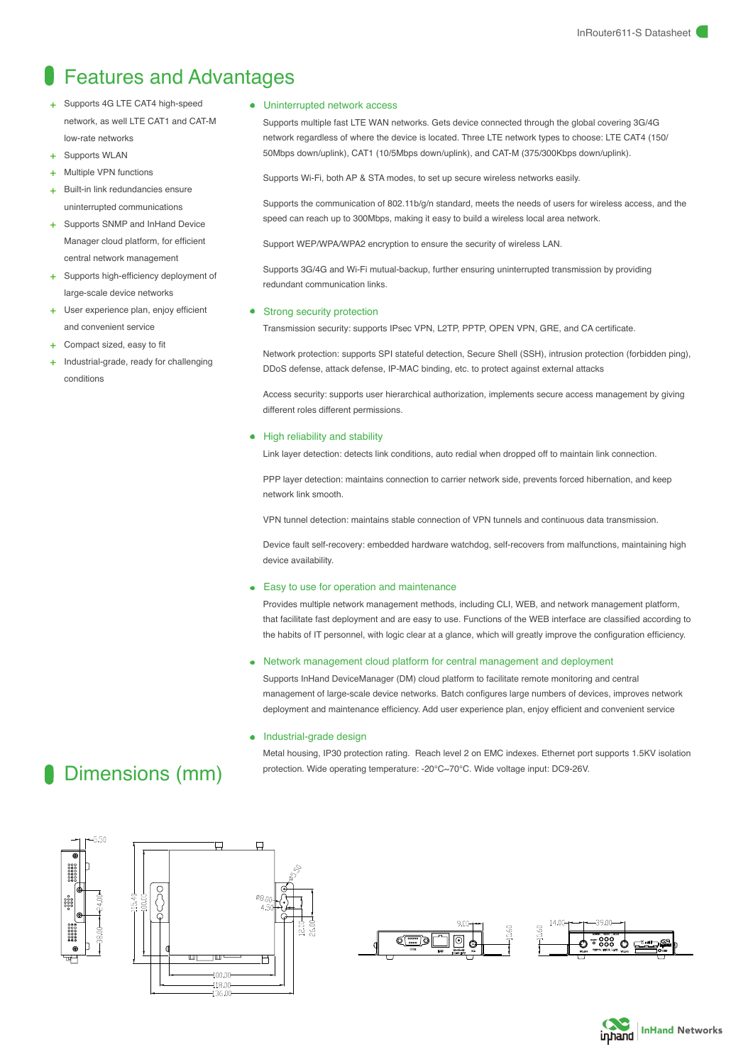# Features and Advantages

- Supports 4G LTE CAT4 high-speed network, as well LTE CAT1 and CAT-M low-rate networks
- Supports WLAN
- Multiple VPN functions
- Built-in link redundancies ensure uninterrupted communications
- Supports SNMP and InHand Device Manager cloud platform, for efficient central network management
- Supports high-efficiency deployment of large-scale device networks
- User experience plan, enjoy efficient and convenient service
- Compact sized, easy to fit
- Industrial-grade, ready for challenging conditions

### Uninterrupted network access

Supports multiple fast LTE WAN networks. Gets device connected through the global covering 3G/4G network regardless of where the device is located. Three LTE network types to choose: LTE CAT4 (150/50Mbps down/uplink), CAT1 (10/5Mbps down/uplink), and CAT-M (375/300Kbps down/uplink).

Supports Wi-Fi, both AP & STA modes, to set up secure wireless networks easily.

Supports the communication of 802.11b/g/n standard, meets the needs of users for wireless access, and the speed can reach up to 300Mbps, making it easy to build a wireless local area network.

Support WEP/WPA/WPA2 encryption to ensure the security of wireless LAN.

Supports 3G/4G and Wi-Fi mutual-backup, further ensuring uninterrupted transmission by providing redundant communication links.

### Strong security protection

Transmission security: supports IPsec VPN, L2TP, PPTP, OPEN VPN, GRE, and CA certificate.

Network protection: supports SPI stateful detection, Secure Shell (SSH), intrusion protection (forbidden ping), DDoS defense, attack defense, IP-MAC binding, etc. to protect against external attacks

Access security: supports user hierarchical authorization, implements secure access management by giving different roles different permissions.

### High reliability and stability

Link layer detection: detects link conditions, auto redial when dropped off to maintain link connection.

PPP layer detection: maintains connection to carrier network side, prevents forced hibernation, and keep network link smooth.

VPN tunnel detection: maintains stable connection of VPN tunnels and continuous data transmission.

Device fault self-recovery: embedded hardware watchdog, self-recovers from malfunctions, maintaining high device availability.

### Easy to use for operation and maintenance

Provides multiple network management methods, including CLI, WEB, and network management platform, that facilitate fast deployment and are easy to use. Functions of the WEB interface are classified according to the habits of IT personnel, with logic clear at a glance, which will greatly improve the configuration efficiency.

### Network management cloud platform for central management and deployment

Supports InHand DeviceManager (DM) cloud platform to facilitate remote monitoring and central management of large-scale device networks. Batch configures large numbers of devices, improves network deployment and maintenance efficiency. Add user experience plan, enjoy efficient and convenient service

### Industrial-grade design

Metal housing, IP30 protection rating. Reach level 2 on EMC indexes. Ethernet port supports 1.5KV isolation protection. Wide operating temperature: -20°C~70°C. Wide voltage input: DC9-26V.

# Dimensions (mm)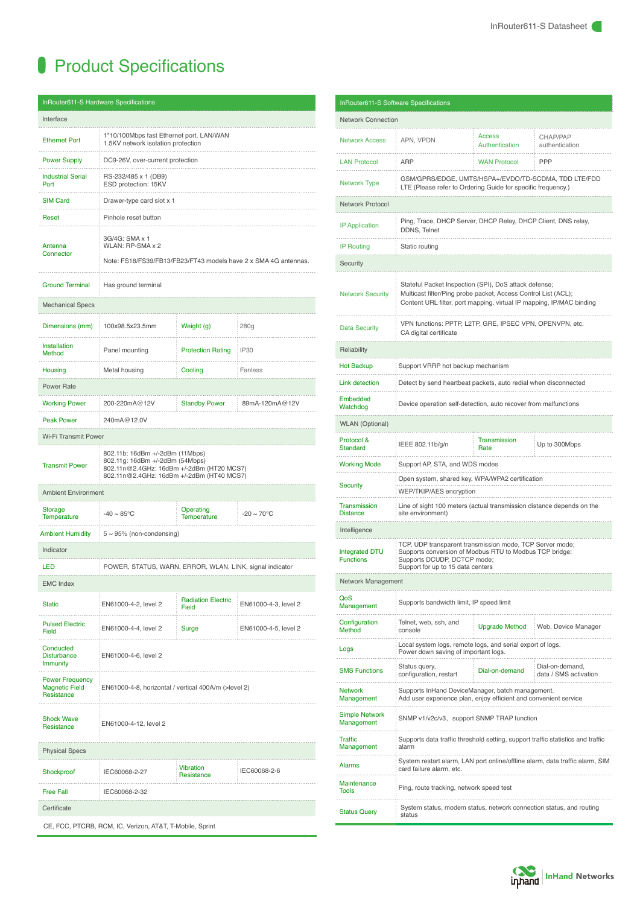# Product Specifications

| InRouter611-S Hardware Specifications | | | |
|---|---|---|---|
| **Interface** | | | |
| Ethernet Port | 1*10/100Mbps fast Ethernet port, LAN/WAN<br>1.5KV network isolation protection | | |
| Power Supply | DC9-26V, over-current protection | | |
| Industrial Serial Port | RS-232/485 x 1 (DB9)<br>ESD protection: 15KV | | |
| SIM Card | Drawer-type card slot x 1 | | |
| Reset | Pinhole reset button | | |
| Antenna Connector | 3G/4G: SMA x 1<br>WLAN: RP-SMA x 2<br>Note: FS18/FS39/FB13/FB23/FT43 models have 2 x SMA 4G antennas. | | |
| Ground Terminal | Has ground terminal | | |
| **Mechanical Specs** | | | |
| Dimensions (mm) | 100x98.5x23.5mm | Weight (g) | 280g |
| Installation Method | Panel mounting | Protection Rating | IP30 |
| Housing | Metal housing | Cooling | Fanless |
| **Power Rate** | | | |
| Working Power | 200-220mA@12V | Standby Power | 89mA-120mA@12V |
| Peak Power | 240mA@12.0V | | |
| **Wi-Fi Transmit Power** | | | |
| Transmit Power | 802.11b: 16dBm +/-2dBm (11Mbps)<br>802.11g: 16dBm +/-2dBm (54Mbps)<br>802.11n@2.4GHz: 16dBm +/-2dBm (HT20 MCS7)<br>802.11n@2.4GHz: 16dBm +/-2dBm (HT40 MCS7) | | |
| **Ambient Environment** | | | |
| Storage Temperature | -40 ~ 85°C | Operating Temperature | -20 ~ 70°C |
| Ambient Humidity | 5 ~ 95% (non-condensing) | | |
| **Indicator** | | | |
| LED | POWER, STATUS, WARN, ERROR, WLAN, LINK, signal indicator | | |
| **EMC Index** | | | |
| Static | EN61000-4-2, level 2 | Radiation Electric Field | EN61000-4-3, level 2 |
| Pulsed Electric Field | EN61000-4-4, level 2 | Surge | EN61000-4-5, level 2 |
| Conducted Disturbance Immunity | EN61000-4-6, level 2 | | |
| Power Frequency Magnetic Field Resistance | EN61000-4-8, horizontal / vertical 400A/m (>level 2) | | |
| Shock Wave Resistance | EN61000-4-12, level 2 | | |
| **Physical Specs** | | | |
| Shockproof | IEC60068-2-27 | Vibration Resistance | IEC60068-2-6 |
| Free Fall | IEC60068-2-32 | | |
| **Certificate** | | | |
| CE, FCC, PTCRB, RCM, IC, Verizon, AT&T, T-Mobile, Sprint | | | |

| InRouter611-S Software Specifications | | | |
|---|---|---|---|
| **Network Connection** | | | |
| Network Access | APN, VPDN | Access Authentication | CHAP/PAP authentication |
| LAN Protocol | ARP | WAN Protocol | PPP |
| Network Type | GSM/GPRS/EDGE, UMTS/HSPA+/EVDO/TD-SCDMA, TDD LTE/FDD LTE (Please refer to Ordering Guide for specific frequency.) | | |
| **Network Protocol** | | | |
| IP Application | Ping, Trace, DHCP Server, DHCP Relay, DHCP Client, DNS relay, DDNS, Telnet | | |
| IP Routing | Static routing | | |
| **Security** | | | |
| Network Security | Stateful Packet Inspection (SPI), DoS attack defense;<br>Multicast filter/Ping probe packet, Access Control List (ACL);<br>Content URL filter, port mapping, virtual IP mapping, IP/MAC binding | | |
| Data Security | VPN functions: PPTP, L2TP, GRE, IPSEC VPN, OPENVPN, etc.<br>CA digital certificate | | |
| **Reliability** | | | |
| Hot Backup | Support VRRP hot backup mechanism | | |
| Link detection | Detect by send heartbeat packets, auto redial when disconnected | | |
| Embedded Watchdog | Device operation self-detection, auto recover from malfunctions | | |
| **WLAN (Optional)** | | | |
| Protocol & Standard | IEEE 802.11b/g/n | Transmission Rate | Up to 300Mbps |
| Working Mode | Support AP, STA, and WDS modes | | |
| Security | Open system, shared key, WPA/WPA2 certification<br>WEP/TKIP/AES encryption | | |
| Transmission Distance | Line of sight 100 meters (actual transmission distance depends on the site environment) | | |
| **Intelligence** | | | |
| Integrated DTU Functions | TCP, UDP transparent transmission mode, TCP Server mode;<br>Supports conversion of Modbus RTU to Modbus TCP bridge;<br>Supports DCUDP, DCTCP mode;<br>Support for up to 15 data centers | | |
| **Network Management** | | | |
| QoS Management | Supports bandwidth limit, IP speed limit | | |
| Configuration Method | Telnet, web, ssh, and console | Upgrade Method | Web, Device Manager |
| Logs | Local system logs, remote logs, and serial export of logs.<br>Power down saving of important logs. | | |
| SMS Functions | Status query, configuration, restart | Dial-on-demand | Dial-on-demand, data / SMS activation |
| Network Management | Supports InHand DeviceManager, batch management.<br>Add user experience plan, enjoy efficient and convenient service | | |
| Simple Network Management | SNMP v1/v2c/v3, support SNMP TRAP function | | |
| Traffic Management | Supports data traffic threshold setting, support traffic statistics and traffic alarm | | |
| Alarms | System restart alarm, LAN port online/offline alarm, data traffic alarm, SIM card failure alarm, etc. | | |
| Maintenance Tools | Ping, route tracking, network speed test | | |
| Status Query | System status, modem status, network connection status, and routing status | | |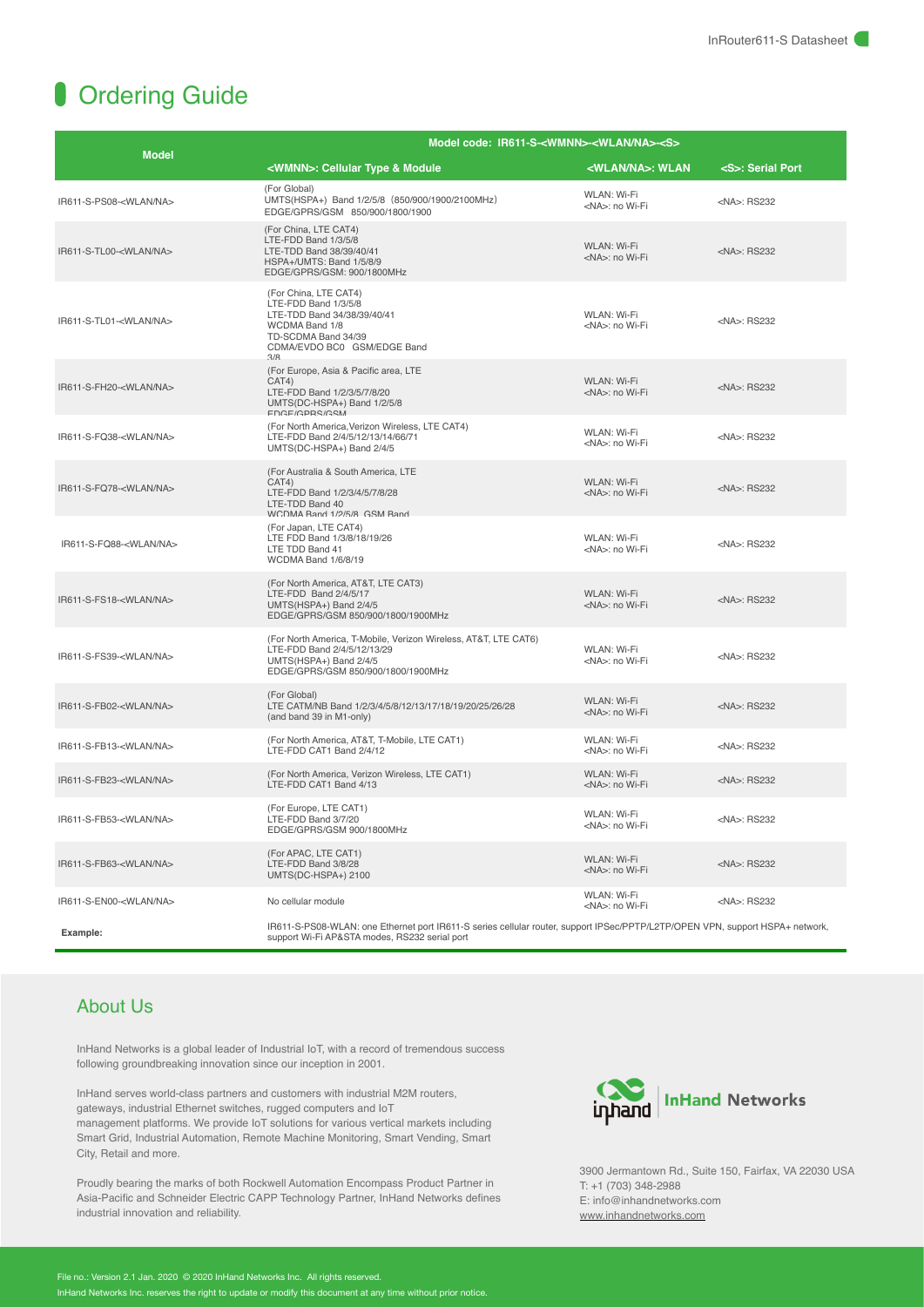# Ordering Guide

| Model | Model code: IR611-S-<WMNN>-<WLAN/NA>-<S> | | |
|---|---|---|---|
| | <WMNN>: Cellular Type & Module | <WLAN/NA>: WLAN | <S>: Serial Port |
| IR611-S-PS08-<WLAN/NA> | (For Global)<br>UMTS(HSPA+) Band 1/2/5/8 (850/900/1900/2100MHz)<br>EDGE/GPRS/GSM 850/900/1800/1900 | WLAN: Wi-Fi<br><NA>: no Wi-Fi | <NA>: RS232 |
| IR611-S-TL00-<WLAN/NA> | (For China, LTE CAT4)<br>LTE-FDD Band 1/3/5/8<br>LTE-TDD Band 38/39/40/41<br>HSPA+/UMTS: Band 1/5/8/9<br>EDGE/GPRS/GSM: 900/1800MHz | WLAN: Wi-Fi<br><NA>: no Wi-Fi | <NA>: RS232 |
| IR611-S-TL01-<WLAN/NA> | (For China, LTE CAT4)<br>LTE-FDD Band 1/3/5/8<br>LTE-TDD Band 34/38/39/40/41<br>WCDMA Band 1/8<br>TD-SCDMA Band 34/39<br>CDMA/EVDO BC0 GSM/EDGE Band 3/8 | WLAN: Wi-Fi<br><NA>: no Wi-Fi | <NA>: RS232 |
| IR611-S-FH20-<WLAN/NA> | (For Europe, Asia & Pacific area, LTE CAT4)<br>LTE-FDD Band 1/2/3/5/7/8/20<br>UMTS(DC-HSPA+) Band 1/2/5/8<br>EDGE/GPRS/GSM | WLAN: Wi-Fi<br><NA>: no Wi-Fi | <NA>: RS232 |
| IR611-S-FQ38-<WLAN/NA> | (For North America,Verizon Wireless, LTE CAT4)<br>LTE-FDD Band 2/4/5/12/13/14/66/71<br>UMTS(DC-HSPA+) Band 2/4/5 | WLAN: Wi-Fi<br><NA>: no Wi-Fi | <NA>: RS232 |
| IR611-S-FQ78-<WLAN/NA> | (For Australia & South America, LTE CAT4)<br>LTE-FDD Band 1/2/3/4/5/7/8/28<br>LTE-TDD Band 40<br>WCDMA Band 1/2/5/8 GSM Band | WLAN: Wi-Fi<br><NA>: no Wi-Fi | <NA>: RS232 |
| IR611-S-FQ88-<WLAN/NA> | (For Japan, LTE CAT4)<br>LTE FDD Band 1/3/8/18/19/26<br>LTE TDD Band 41<br>WCDMA Band 1/6/8/19 | WLAN: Wi-Fi<br><NA>: no Wi-Fi | <NA>: RS232 |
| IR611-S-FS18-<WLAN/NA> | (For North America, AT&T, LTE CAT3)<br>LTE-FDD Band 2/4/5/17<br>UMTS(HSPA+) Band 2/4/5<br>EDGE/GPRS/GSM 850/900/1800/1900MHz | WLAN: Wi-Fi<br><NA>: no Wi-Fi | <NA>: RS232 |
| IR611-S-FS39-<WLAN/NA> | (For North America, T-Mobile, Verizon Wireless, AT&T, LTE CAT6)<br>LTE-FDD Band 2/4/5/12/13/29<br>UMTS(HSPA+) Band 2/4/5<br>EDGE/GPRS/GSM 850/900/1800/1900MHz | WLAN: Wi-Fi<br><NA>: no Wi-Fi | <NA>: RS232 |
| IR611-S-FB02-<WLAN/NA> | (For Global)<br>LTE CATM/NB Band 1/2/3/4/5/8/12/13/17/18/19/20/25/26/28<br>(and band 39 in M1-only) | WLAN: Wi-Fi<br><NA>: no Wi-Fi | <NA>: RS232 |
| IR611-S-FB13-<WLAN/NA> | (For North America, AT&T, T-Mobile, LTE CAT1)<br>LTE-FDD CAT1 Band 2/4/12 | WLAN: Wi-Fi<br><NA>: no Wi-Fi | <NA>: RS232 |
| IR611-S-FB23-<WLAN/NA> | (For North America, Verizon Wireless, LTE CAT1)<br>LTE-FDD CAT1 Band 4/13 | WLAN: Wi-Fi<br><NA>: no Wi-Fi | <NA>: RS232 |
| IR611-S-FB53-<WLAN/NA> | (For Europe, LTE CAT1)<br>LTE-FDD Band 3/7/20<br>EDGE/GPRS/GSM 900/1800MHz | WLAN: Wi-Fi<br><NA>: no Wi-Fi | <NA>: RS232 |
| IR611-S-FB63-<WLAN/NA> | (For APAC, LTE CAT1)<br>LTE-FDD Band 3/8/28<br>UMTS(DC-HSPA+) 2100 | WLAN: Wi-Fi<br><NA>: no Wi-Fi | <NA>: RS232 |
| IR611-S-EN00-<WLAN/NA> | No cellular module | WLAN: Wi-Fi<br><NA>: no Wi-Fi | <NA>: RS232 |
| **Example:** | IR611-S-PS08-WLAN: one Ethernet port IR611-S series cellular router, support IPSec/PPTP/L2TP/OPEN VPN, support HSPA+ network, support Wi-Fi AP&STA modes, RS232 serial port | | |

## About Us

InHand Networks is a global leader of Industrial IoT, with a record of tremendous success following groundbreaking innovation since our inception in 2001.

InHand serves world-class partners and customers with industrial M2M routers, gateways, industrial Ethernet switches, rugged computers and IoT management platforms. We provide IoT solutions for various vertical markets including Smart Grid, Industrial Automation, Remote Machine Monitoring, Smart Vending, Smart City, Retail and more.

Proudly bearing the marks of both Rockwell Automation Encompass Product Partner in Asia-Pacific and Schneider Electric CAPP Technology Partner, InHand Networks defines industrial innovation and reliability.

inhand | InHand Networks

3900 Jermantown Rd., Suite 150, Fairfax, VA 22030 USA
T: +1 (703) 348-2988
E: info@inhandnetworks.com
www.inhandnetworks.com

File no.: Version 2.1 Jan. 2020 © 2020 InHand Networks Inc. All rights reserved.
InHand Networks Inc. reserves the right to update or modify this document at any time without prior notice.